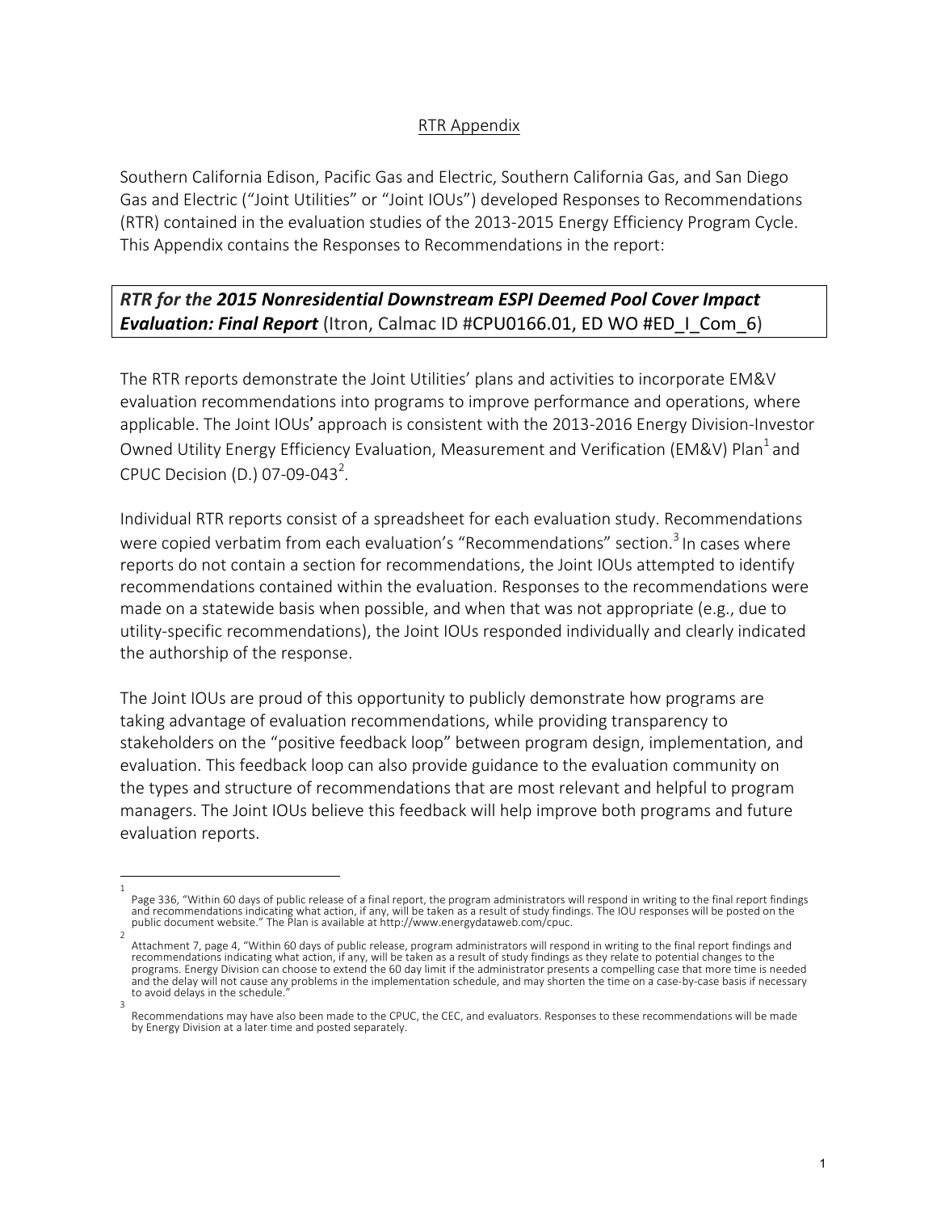## RTR Appendix

Southern California Edison, Pacific Gas and Electric, Southern California Gas, and San Diego Gas and Electric ("Joint Utilities" or "Joint IOUs") developed Responses to Recommendations (RTR) contained in the evaluation studies of the 2013-2015 Energy Efficiency Program Cycle. This Appendix contains the Responses to Recommendations in the report:

***RTR for the 2015 Nonresidential Downstream ESPI Deemed Pool Cover Impact Evaluation: Final Report*** (Itron, Calmac ID #CPU0166.01, ED WO #ED_I_Com_6)

The RTR reports demonstrate the Joint Utilities' plans and activities to incorporate EM&V evaluation recommendations into programs to improve performance and operations, where applicable. The Joint IOUs' approach is consistent with the 2013-2016 Energy Division-Investor Owned Utility Energy Efficiency Evaluation, Measurement and Verification (EM&V) Plan[1] and CPUC Decision (D.) 07-09-043[2].

Individual RTR reports consist of a spreadsheet for each evaluation study. Recommendations were copied verbatim from each evaluation's "Recommendations" section.[3] In cases where reports do not contain a section for recommendations, the Joint IOUs attempted to identify recommendations contained within the evaluation. Responses to the recommendations were made on a statewide basis when possible, and when that was not appropriate (e.g., due to utility-specific recommendations), the Joint IOUs responded individually and clearly indicated the authorship of the response.

The Joint IOUs are proud of this opportunity to publicly demonstrate how programs are taking advantage of evaluation recommendations, while providing transparency to stakeholders on the "positive feedback loop" between program design, implementation, and evaluation. This feedback loop can also provide guidance to the evaluation community on the types and structure of recommendations that are most relevant and helpful to program managers. The Joint IOUs believe this feedback will help improve both programs and future evaluation reports.

---

[1] Page 336, "Within 60 days of public release of a final report, the program administrators will respond in writing to the final report findings and recommendations indicating what action, if any, will be taken as a result of study findings. The IOU responses will be posted on the public document website." The Plan is available at http://www.energydataweb.com/cpuc.

[2] Attachment 7, page 4, "Within 60 days of public release, program administrators will respond in writing to the final report findings and recommendations indicating what action, if any, will be taken as a result of study findings as they relate to potential changes to the programs. Energy Division can choose to extend the 60 day limit if the administrator presents a compelling case that more time is needed and the delay will not cause any problems in the implementation schedule, and may shorten the time on a case-by-case basis if necessary to avoid delays in the schedule."

[3] Recommendations may have also been made to the CPUC, the CEC, and evaluators. Responses to these recommendations will be made by Energy Division at a later time and posted separately.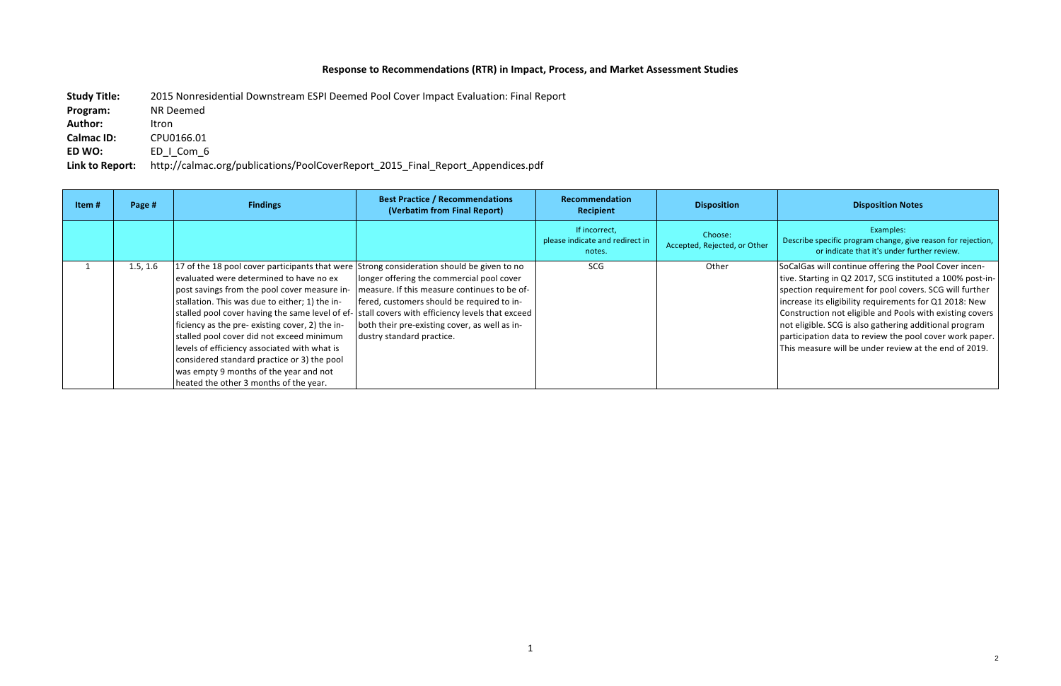# Response to Recommendations (RTR) in Impact, Process, and Market Assessment Studies

**Study Title:** 2015 Nonresidential Downstream ESPI Deemed Pool Cover Impact Evaluation: Final Report
**Program:** NR Deemed
**Author:** Itron
**Calmac ID:** CPU0166.01
**ED WO:** ED_I_Com_6
**Link to Report:** http://calmac.org/publications/PoolCoverReport_2015_Final_Report_Appendices.pdf

| Item # | Page # | Findings | Best Practice / Recommendations (Verbatim from Final Report) | Recommendation Recipient | Disposition | Disposition Notes |
|---|---|---|---|---|---|---|
| | | | | If incorrect, please indicate and redirect in notes. | Choose: Accepted, Rejected, or Other | Examples: Describe specific program change, give reason for rejection, or indicate that it's under further review. |
| 1 | 1.5, 1.6 | 17 of the 18 pool cover participants that were evaluated were determined to have no ex post savings from the pool cover measure installation. This was due to either; 1) the installed pool cover having the same level of efficiency as the pre- existing cover, 2) the installed pool cover did not exceed minimum levels of efficiency associated with what is considered standard practice or 3) the pool was empty 9 months of the year and not heated the other 3 months of the year. | Strong consideration should be given to no longer offering the commercial pool cover measure. If this measure continues to be offered, customers should be required to install covers with efficiency levels that exceed both their pre-existing cover, as well as industry standard practice. | SCG | Other | SoCalGas will continue offering the Pool Cover incentive. Starting in Q2 2017, SCG instituted a 100% post-inspection requirement for pool covers. SCG will further increase its eligibility requirements for Q1 2018: New Construction not eligible and Pools with existing covers not eligible. SCG is also gathering additional program participation data to review the pool cover work paper. This measure will be under review at the end of 2019. |